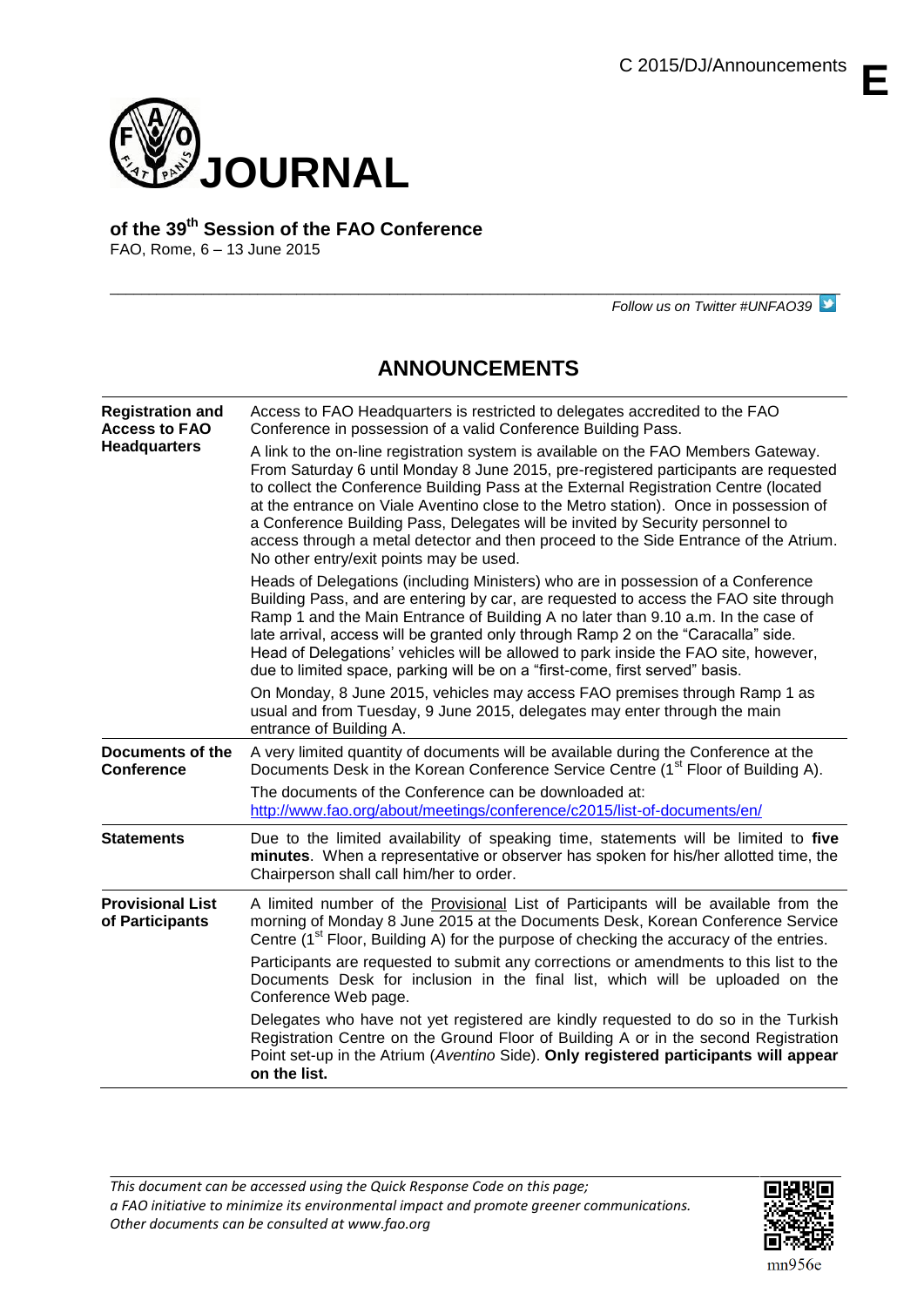C 2015/DJ/Announcements

# JOURNAL

**of the 39th Session of the FAO Conference**
FAO, Rome, 6 – 13 June 2015

*Follow us on Twitter #UNFAO39*

## ANNOUNCEMENTS

| | |
|---|---|
| **Registration and Access to FAO Headquarters** | Access to FAO Headquarters is restricted to delegates accredited to the FAO Conference in possession of a valid Conference Building Pass.<br><br>A link to the on-line registration system is available on the FAO Members Gateway. From Saturday 6 until Monday 8 June 2015, pre-registered participants are requested to collect the Conference Building Pass at the External Registration Centre (located at the entrance on Viale Aventino close to the Metro station). Once in possession of a Conference Building Pass, Delegates will be invited by Security personnel to access through a metal detector and then proceed to the Side Entrance of the Atrium. No other entry/exit points may be used.<br><br>Heads of Delegations (including Ministers) who are in possession of a Conference Building Pass, and are entering by car, are requested to access the FAO site through Ramp 1 and the Main Entrance of Building A no later than 9.10 a.m. In the case of late arrival, access will be granted only through Ramp 2 on the "Caracalla" side. Head of Delegations' vehicles will be allowed to park inside the FAO site, however, due to limited space, parking will be on a "first-come, first served" basis.<br><br>On Monday, 8 June 2015, vehicles may access FAO premises through Ramp 1 as usual and from Tuesday, 9 June 2015, delegates may enter through the main entrance of Building A. |
| **Documents of the Conference** | A very limited quantity of documents will be available during the Conference at the Documents Desk in the Korean Conference Service Centre (1st Floor of Building A).<br><br>The documents of the Conference can be downloaded at: http://www.fao.org/about/meetings/conference/c2015/list-of-documents/en/ |
| **Statements** | Due to the limited availability of speaking time, statements will be limited to **five minutes**. When a representative or observer has spoken for his/her allotted time, the Chairperson shall call him/her to order. |
| **Provisional List of Participants** | A limited number of the Provisional List of Participants will be available from the morning of Monday 8 June 2015 at the Documents Desk, Korean Conference Service Centre (1st Floor, Building A) for the purpose of checking the accuracy of the entries.<br><br>Participants are requested to submit any corrections or amendments to this list to the Documents Desk for inclusion in the final list, which will be uploaded on the Conference Web page.<br><br>Delegates who have not yet registered are kindly requested to do so in the Turkish Registration Centre on the Ground Floor of Building A or in the second Registration Point set-up in the Atrium (*Aventino* Side). **Only registered participants will appear on the list.** |

*This document can be accessed using the Quick Response Code on this page; a FAO initiative to minimize its environmental impact and promote greener communications. Other documents can be consulted at www.fao.org*

mn956e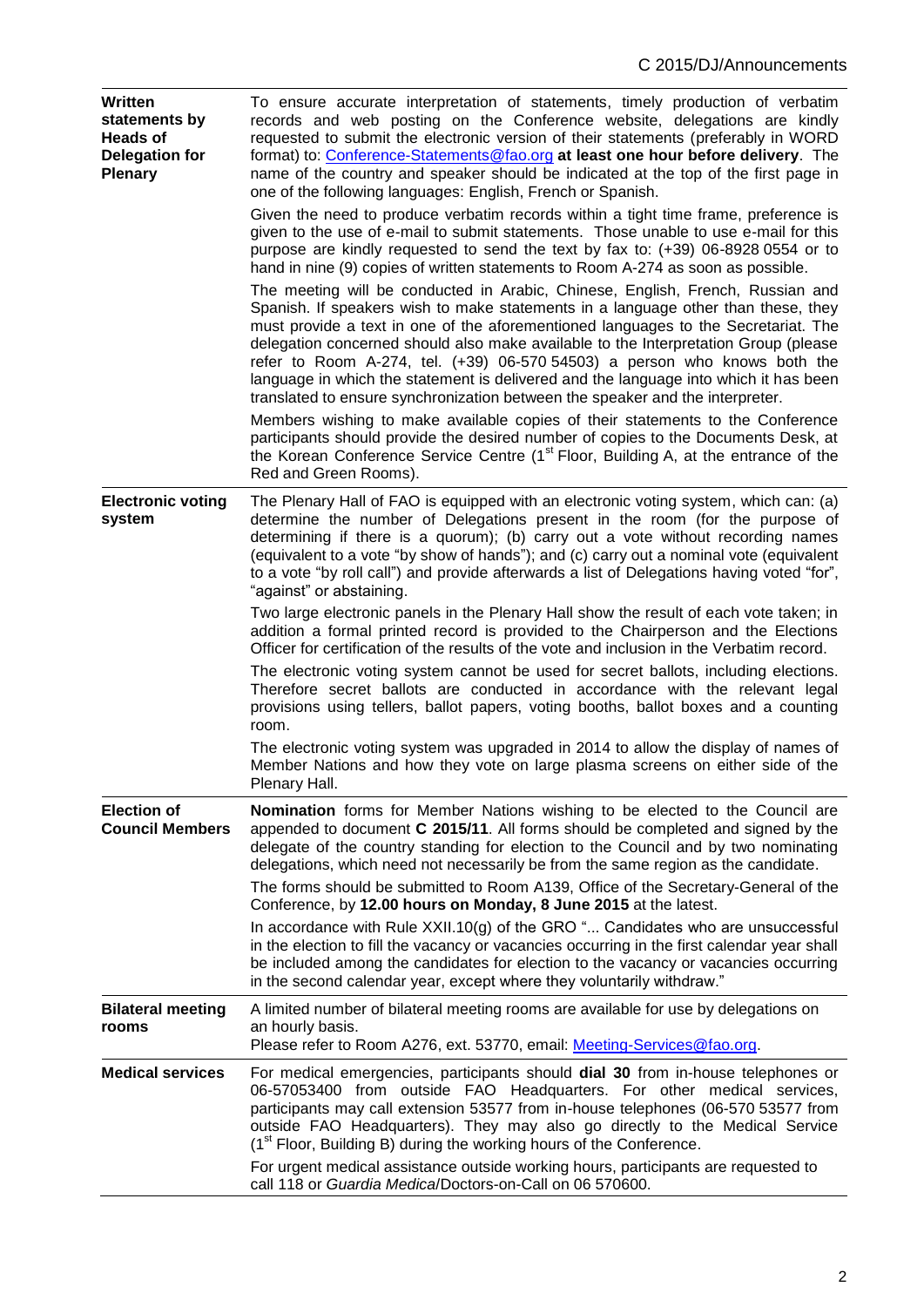| | |
|---|---|
| **Written statements by Heads of Delegation for Plenary** | To ensure accurate interpretation of statements, timely production of verbatim records and web posting on the Conference website, delegations are kindly requested to submit the electronic version of their statements (preferably in WORD format) to: Conference-Statements@fao.org **at least one hour before delivery**. The name of the country and speaker should be indicated at the top of the first page in one of the following languages: English, French or Spanish.<br><br>Given the need to produce verbatim records within a tight time frame, preference is given to the use of e-mail to submit statements. Those unable to use e-mail for this purpose are kindly requested to send the text by fax to: (+39) 06-8928 0554 or to hand in nine (9) copies of written statements to Room A-274 as soon as possible.<br><br>The meeting will be conducted in Arabic, Chinese, English, French, Russian and Spanish. If speakers wish to make statements in a language other than these, they must provide a text in one of the aforementioned languages to the Secretariat. The delegation concerned should also make available to the Interpretation Group (please refer to Room A-274, tel. (+39) 06-570 54503) a person who knows both the language in which the statement is delivered and the language into which it has been translated to ensure synchronization between the speaker and the interpreter.<br><br>Members wishing to make available copies of their statements to the Conference participants should provide the desired number of copies to the Documents Desk, at the Korean Conference Service Centre (1st Floor, Building A, at the entrance of the Red and Green Rooms). |
| **Electronic voting system** | The Plenary Hall of FAO is equipped with an electronic voting system, which can: (a) determine the number of Delegations present in the room (for the purpose of determining if there is a quorum); (b) carry out a vote without recording names (equivalent to a vote "by show of hands"); and (c) carry out a nominal vote (equivalent to a vote "by roll call") and provide afterwards a list of Delegations having voted "for", "against" or abstaining.<br><br>Two large electronic panels in the Plenary Hall show the result of each vote taken; in addition a formal printed record is provided to the Chairperson and the Elections Officer for certification of the results of the vote and inclusion in the Verbatim record.<br><br>The electronic voting system cannot be used for secret ballots, including elections. Therefore secret ballots are conducted in accordance with the relevant legal provisions using tellers, ballot papers, voting booths, ballot boxes and a counting room.<br><br>The electronic voting system was upgraded in 2014 to allow the display of names of Member Nations and how they vote on large plasma screens on either side of the Plenary Hall. |
| **Election of Council Members** | **Nomination** forms for Member Nations wishing to be elected to the Council are appended to document **C 2015/11**. All forms should be completed and signed by the delegate of the country standing for election to the Council and by two nominating delegations, which need not necessarily be from the same region as the candidate.<br><br>The forms should be submitted to Room A139, Office of the Secretary-General of the Conference, by **12.00 hours on Monday, 8 June 2015** at the latest.<br><br>In accordance with Rule XXII.10(g) of the GRO "... Candidates who are unsuccessful in the election to fill the vacancy or vacancies occurring in the first calendar year shall be included among the candidates for election to the vacancy or vacancies occurring in the second calendar year, except where they voluntarily withdraw." |
| **Bilateral meeting rooms** | A limited number of bilateral meeting rooms are available for use by delegations on an hourly basis.<br>Please refer to Room A276, ext. 53770, email: Meeting-Services@fao.org. |
| **Medical services** | For medical emergencies, participants should **dial 30** from in-house telephones or 06-57053400 from outside FAO Headquarters. For other medical services, participants may call extension 53577 from in-house telephones (06-570 53577 from outside FAO Headquarters). They may also go directly to the Medical Service (1st Floor, Building B) during the working hours of the Conference.<br><br>For urgent medical assistance outside working hours, participants are requested to call 118 or *Guardia Medica*/Doctors-on-Call on 06 570600. |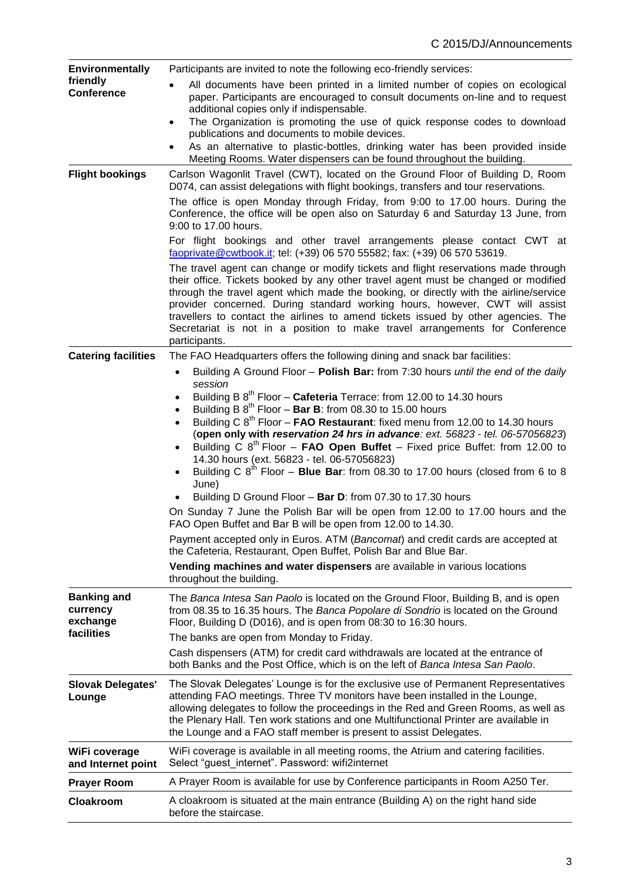| | |
|---|---|
| **Environmentally friendly Conference** | Participants are invited to note the following eco-friendly services:<br>• All documents have been printed in a limited number of copies on ecological paper. Participants are encouraged to consult documents on-line and to request additional copies only if indispensable.<br>• The Organization is promoting the use of quick response codes to download publications and documents to mobile devices.<br>• As an alternative to plastic-bottles, drinking water has been provided inside Meeting Rooms. Water dispensers can be found throughout the building. |
| **Flight bookings** | Carlson Wagonlit Travel (CWT), located on the Ground Floor of Building D, Room D074, can assist delegations with flight bookings, transfers and tour reservations.<br>The office is open Monday through Friday, from 9:00 to 17.00 hours. During the Conference, the office will be open also on Saturday 6 and Saturday 13 June, from 9:00 to 17.00 hours.<br>For flight bookings and other travel arrangements please contact CWT at faoprivate@cwtbook.it; tel: (+39) 06 570 55582; fax: (+39) 06 570 53619.<br>The travel agent can change or modify tickets and flight reservations made through their office. Tickets booked by any other travel agent must be changed or modified through the travel agent which made the booking, or directly with the airline/service provider concerned. During standard working hours, however, CWT will assist travellers to contact the airlines to amend tickets issued by other agencies. The Secretariat is not in a position to make travel arrangements for Conference participants. |
| **Catering facilities** | The FAO Headquarters offers the following dining and snack bar facilities:<br>• Building A Ground Floor – **Polish Bar:** from 7:30 hours *until the end of the daily session*<br>• Building B 8th Floor – **Cafeteria** Terrace: from 12.00 to 14.30 hours<br>• Building B 8th Floor – **Bar B**: from 08.30 to 15.00 hours<br>• Building C 8th Floor – **FAO Restaurant**: fixed menu from 12.00 to 14.30 hours (**open only with *reservation 24 hrs in advance**: ext. 56823 - tel. 06-57056823*)<br>• Building C 8th Floor – **FAO Open Buffet** – Fixed price Buffet: from 12.00 to 14.30 hours (ext. 56823 - tel. 06-57056823)<br>• Building C 8th Floor – **Blue Bar**: from 08.30 to 17.00 hours (closed from 6 to 8 June)<br>• Building D Ground Floor – **Bar D**: from 07.30 to 17.30 hours<br>On Sunday 7 June the Polish Bar will be open from 12.00 to 17.00 hours and the FAO Open Buffet and Bar B will be open from 12.00 to 14.30.<br>Payment accepted only in Euros. ATM (*Bancomat*) and credit cards are accepted at the Cafeteria, Restaurant, Open Buffet, Polish Bar and Blue Bar.<br>**Vending machines and water dispensers** are available in various locations throughout the building. |
| **Banking and currency exchange facilities** | The *Banca Intesa San Paolo* is located on the Ground Floor, Building B, and is open from 08.35 to 16.35 hours. The *Banca Popolare di Sondrio* is located on the Ground Floor, Building D (D016), and is open from 08:30 to 16:30 hours.<br>The banks are open from Monday to Friday.<br>Cash dispensers (ATM) for credit card withdrawals are located at the entrance of both Banks and the Post Office, which is on the left of *Banca Intesa San Paolo*. |
| **Slovak Delegates' Lounge** | The Slovak Delegates' Lounge is for the exclusive use of Permanent Representatives attending FAO meetings. Three TV monitors have been installed in the Lounge, allowing delegates to follow the proceedings in the Red and Green Rooms, as well as the Plenary Hall. Ten work stations and one Multifunctional Printer are available in the Lounge and a FAO staff member is present to assist Delegates. |
| **WiFi coverage and Internet point** | WiFi coverage is available in all meeting rooms, the Atrium and catering facilities. Select "guest_internet". Password: wifi2internet |
| **Prayer Room** | A Prayer Room is available for use by Conference participants in Room A250 Ter. |
| **Cloakroom** | A cloakroom is situated at the main entrance (Building A) on the right hand side before the staircase. |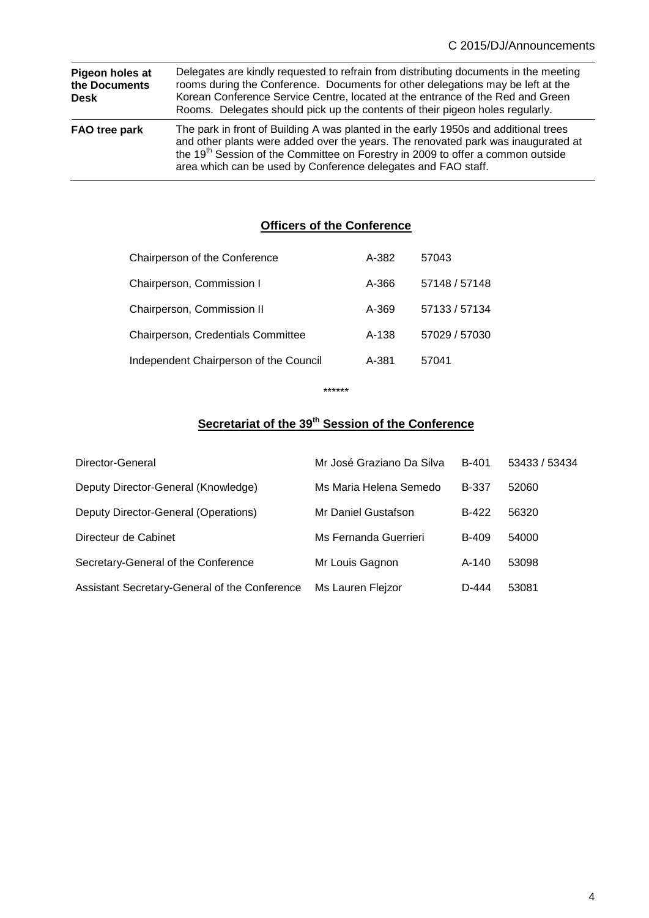| | |
|---|---|
| **Pigeon holes at the Documents Desk** | Delegates are kindly requested to refrain from distributing documents in the meeting rooms during the Conference. Documents for other delegations may be left at the Korean Conference Service Centre, located at the entrance of the Red and Green Rooms. Delegates should pick up the contents of their pigeon holes regularly. |
| **FAO tree park** | The park in front of Building A was planted in the early 1950s and additional trees and other plants were added over the years. The renovated park was inaugurated at the 19th Session of the Committee on Forestry in 2009 to offer a common outside area which can be used by Conference delegates and FAO staff. |

## Officers of the Conference

| | | |
|---|---|---|
| Chairperson of the Conference | A-382 | 57043 |
| Chairperson, Commission I | A-366 | 57148 / 57148 |
| Chairperson, Commission II | A-369 | 57133 / 57134 |
| Chairperson, Credentials Committee | A-138 | 57029 / 57030 |
| Independent Chairperson of the Council | A-381 | 57041 |

******

## Secretariat of the 39th Session of the Conference

| | | | |
|---|---|---|---|
| Director-General | Mr José Graziano Da Silva | B-401 | 53433 / 53434 |
| Deputy Director-General (Knowledge) | Ms Maria Helena Semedo | B-337 | 52060 |
| Deputy Director-General (Operations) | Mr Daniel Gustafson | B-422 | 56320 |
| Directeur de Cabinet | Ms Fernanda Guerrieri | B-409 | 54000 |
| Secretary-General of the Conference | Mr Louis Gagnon | A-140 | 53098 |
| Assistant Secretary-General of the Conference | Ms Lauren Flejzor | D-444 | 53081 |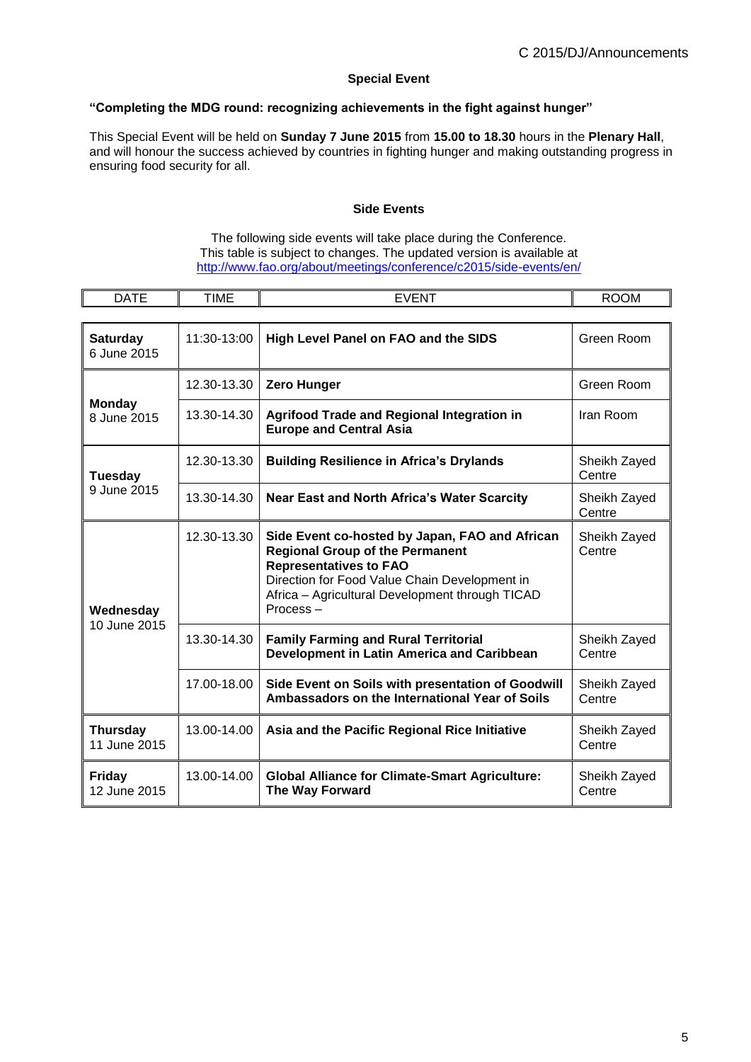### Special Event

**"Completing the MDG round: recognizing achievements in the fight against hunger"**

This Special Event will be held on **Sunday 7 June 2015** from **15.00 to 18.30** hours in the **Plenary Hall**, and will honour the success achieved by countries in fighting hunger and making outstanding progress in ensuring food security for all.

### Side Events

The following side events will take place during the Conference.
This table is subject to changes. The updated version is available at
http://www.fao.org/about/meetings/conference/c2015/side-events/en/

| DATE | TIME | EVENT | ROOM |
|---|---|---|---|
| **Saturday** 6 June 2015 | 11:30-13:00 | **High Level Panel on FAO and the SIDS** | Green Room |
| **Monday** 8 June 2015 | 12.30-13.30 | **Zero Hunger** | Green Room |
| | 13.30-14.30 | **Agrifood Trade and Regional Integration in Europe and Central Asia** | Iran Room |
| **Tuesday** 9 June 2015 | 12.30-13.30 | **Building Resilience in Africa's Drylands** | Sheikh Zayed Centre |
| | 13.30-14.30 | **Near East and North Africa's Water Scarcity** | Sheikh Zayed Centre |
| **Wednesday** 10 June 2015 | 12.30-13.30 | **Side Event co-hosted by Japan, FAO and African Regional Group of the Permanent Representatives to FAO** Direction for Food Value Chain Development in Africa – Agricultural Development through TICAD Process – | Sheikh Zayed Centre |
| | 13.30-14.30 | **Family Farming and Rural Territorial Development in Latin America and Caribbean** | Sheikh Zayed Centre |
| | 17.00-18.00 | **Side Event on Soils with presentation of Goodwill Ambassadors on the International Year of Soils** | Sheikh Zayed Centre |
| **Thursday** 11 June 2015 | 13.00-14.00 | **Asia and the Pacific Regional Rice Initiative** | Sheikh Zayed Centre |
| **Friday** 12 June 2015 | 13.00-14.00 | **Global Alliance for Climate-Smart Agriculture: The Way Forward** | Sheikh Zayed Centre |